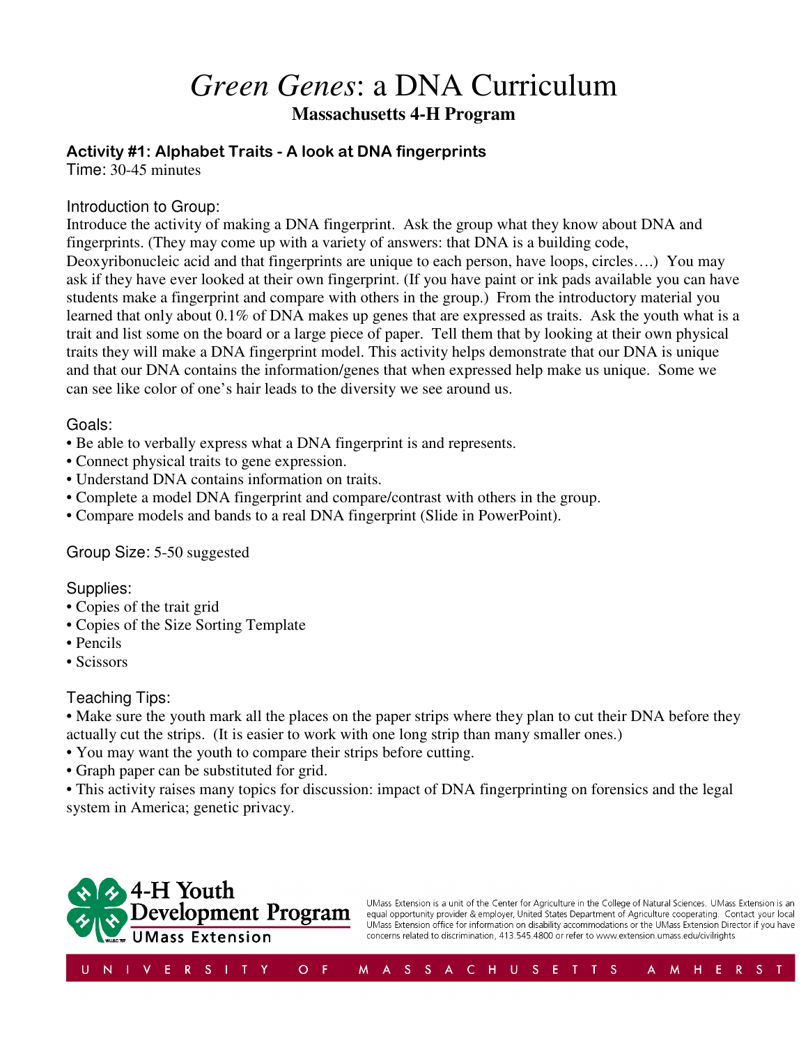# *Green Genes*: a DNA Curriculum

## Massachusetts 4-H Program

### Activity #1: Alphabet Traits - A look at DNA fingerprints

Time: 30-45 minutes

Introduction to Group:

Introduce the activity of making a DNA fingerprint. Ask the group what they know about DNA and fingerprints. (They may come up with a variety of answers: that DNA is a building code, Deoxyribonucleic acid and that fingerprints are unique to each person, have loops, circles….) You may ask if they have ever looked at their own fingerprint. (If you have paint or ink pads available you can have students make a fingerprint and compare with others in the group.) From the introductory material you learned that only about 0.1% of DNA makes up genes that are expressed as traits. Ask the youth what is a trait and list some on the board or a large piece of paper. Tell them that by looking at their own physical traits they will make a DNA fingerprint model. This activity helps demonstrate that our DNA is unique and that our DNA contains the information/genes that when expressed help make us unique. Some we can see like color of one's hair leads to the diversity we see around us.

Goals:

- Be able to verbally express what a DNA fingerprint is and represents.
- Connect physical traits to gene expression.
- Understand DNA contains information on traits.
- Complete a model DNA fingerprint and compare/contrast with others in the group.
- Compare models and bands to a real DNA fingerprint (Slide in PowerPoint).

Group Size: 5-50 suggested

Supplies:

- Copies of the trait grid
- Copies of the Size Sorting Template
- Pencils
- Scissors

Teaching Tips:

- Make sure the youth mark all the places on the paper strips where they plan to cut their DNA before they actually cut the strips. (It is easier to work with one long strip than many smaller ones.)
- You may want the youth to compare their strips before cutting.
- Graph paper can be substituted for grid.
- This activity raises many topics for discussion: impact of DNA fingerprinting on forensics and the legal system in America; genetic privacy.

4-H Youth Development Program
UMass Extension

UMass Extension is a unit of the Center for Agriculture in the College of Natural Sciences. UMass Extension is an equal opportunity provider & employer, United States Department of Agriculture cooperating. Contact your local UMass Extension office for information on disability accommodations or the UMass Extension Director if you have concerns related to discrimination, 413.545.4800 or refer to www.extension.umass.edu/civilrights

UNIVERSITY OF MASSACHUSETTS AMHERST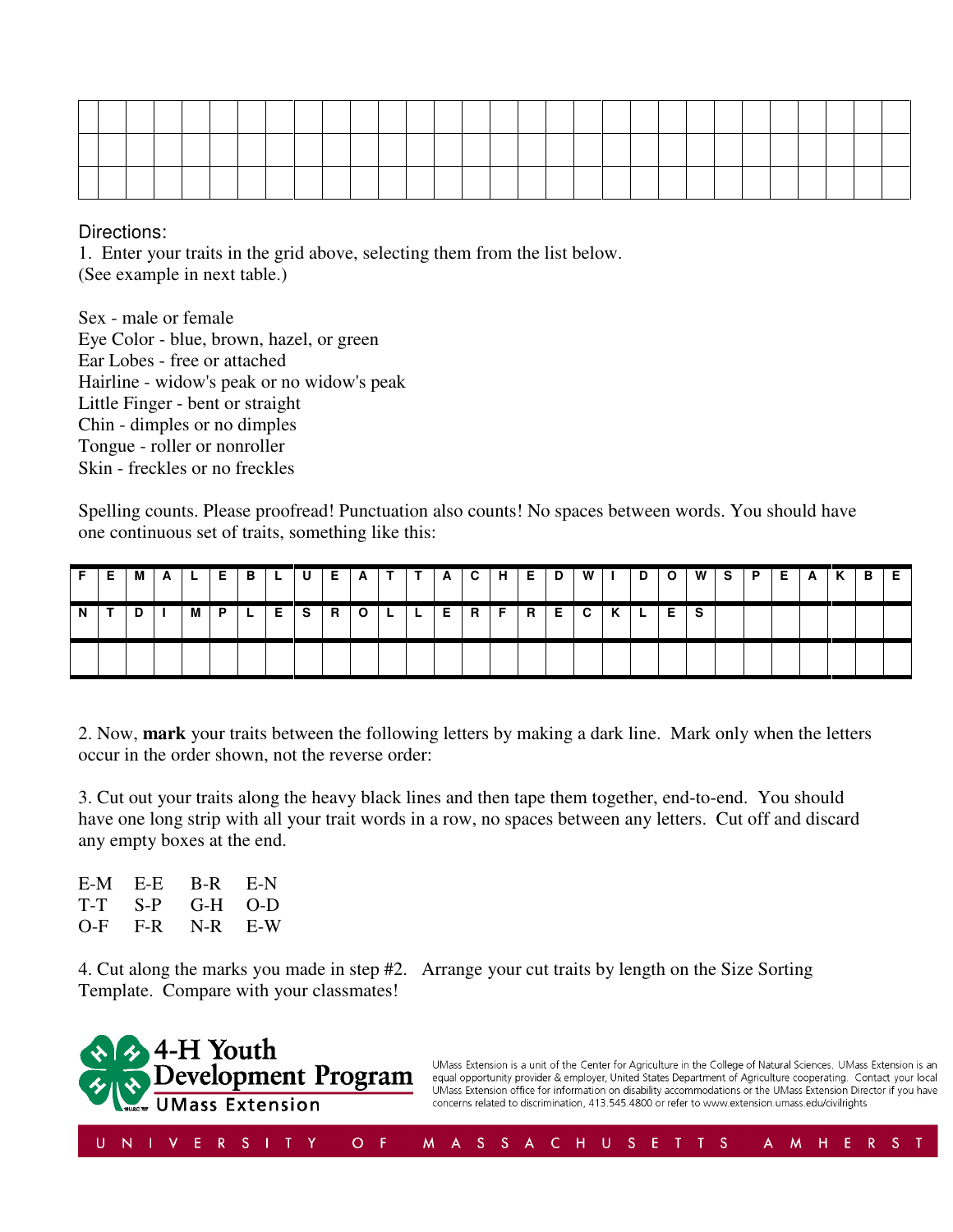| | | | | | | | | | | | | | | | | | | | | | | | | | | | | | |
|---|---|---|---|---|---|---|---|---|---|---|---|---|---|---|---|---|---|---|---|---|---|---|---|---|---|---|---|---|---|
| | | | | | | | | | | | | | | | | | | | | | | | | | | | | | |
| | | | | | | | | | | | | | | | | | | | | | | | | | | | | | |

Directions:

1. Enter your traits in the grid above, selecting them from the list below. (See example in next table.)

Sex - male or female
Eye Color - blue, brown, hazel, or green
Ear Lobes - free or attached
Hairline - widow's peak or no widow's peak
Little Finger - bent or straight
Chin - dimples or no dimples
Tongue - roller or nonroller
Skin - freckles or no freckles

Spelling counts. Please proofread! Punctuation also counts! No spaces between words. You should have one continuous set of traits, something like this:

| F | E | M | A | L | E | B | L | U | E | A | T | T | A | C | H | E | D | W | I | D | O | W | S | P | E | A | K | B | E |
|---|---|---|---|---|---|---|---|---|---|---|---|---|---|---|---|---|---|---|---|---|---|---|---|---|---|---|---|---|---|
| N | T | D | I | M | P | L | E | S | R | O | L | L | E | R | F | R | E | C | K | L | E | S | | | | | | | |
| | | | | | | | | | | | | | | | | | | | | | | | | | | | | | |

2. Now, **mark** your traits between the following letters by making a dark line. Mark only when the letters occur in the order shown, not the reverse order:

3. Cut out your traits along the heavy black lines and then tape them together, end-to-end. You should have one long strip with all your trait words in a row, no spaces between any letters. Cut off and discard any empty boxes at the end.

| E-M | E-E | B-R | E-N |
|---|---|---|---|
| T-T | S-P | G-H | O-D |
| O-F | F-R | N-R | E-W |

4. Cut along the marks you made in step #2. Arrange your cut traits by length on the Size Sorting Template. Compare with your classmates!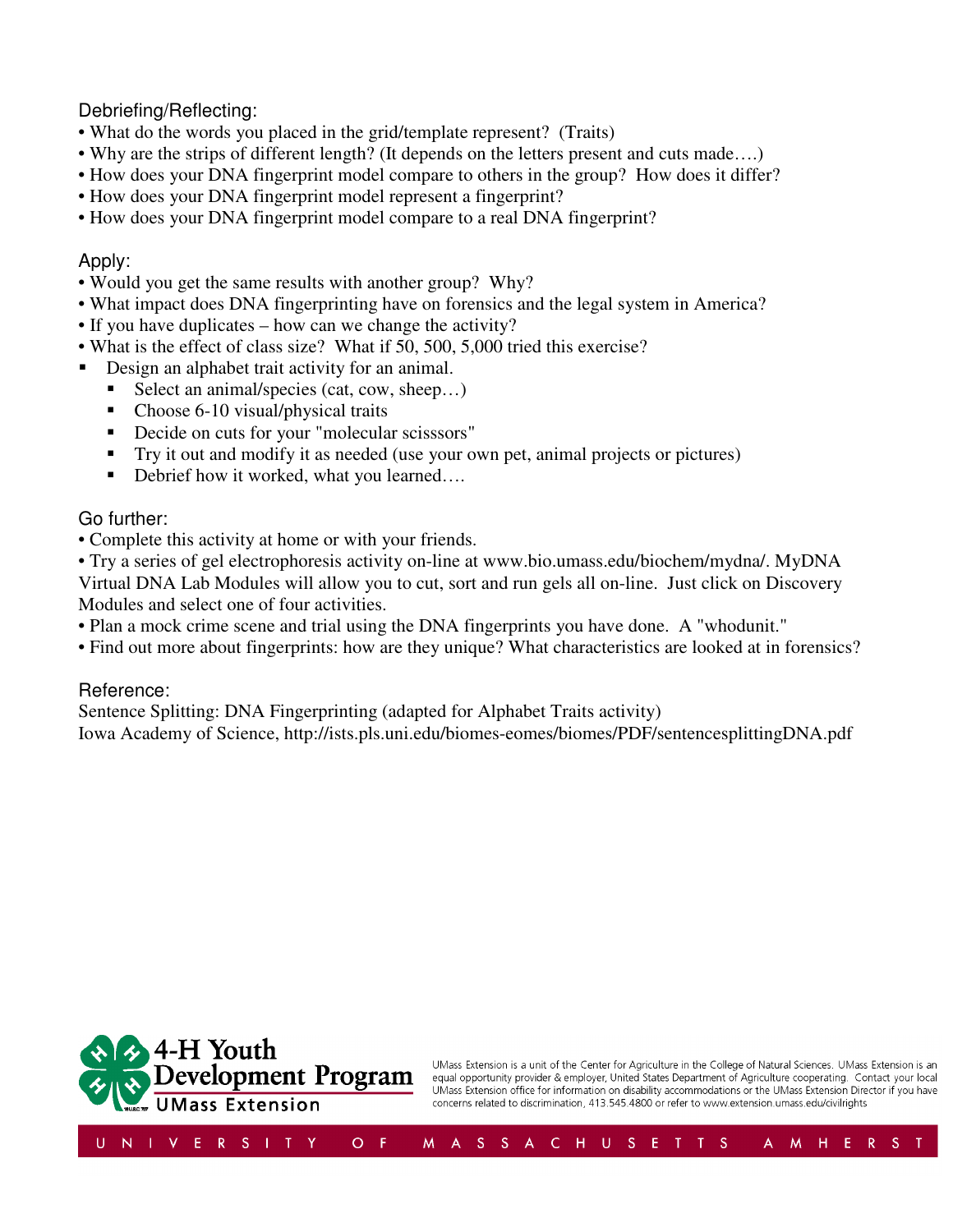## Debriefing/Reflecting:

- What do the words you placed in the grid/template represent? (Traits)
- Why are the strips of different length? (It depends on the letters present and cuts made….)
- How does your DNA fingerprint model compare to others in the group? How does it differ?
- How does your DNA fingerprint model represent a fingerprint?
- How does your DNA fingerprint model compare to a real DNA fingerprint?

## Apply:

- Would you get the same results with another group? Why?
- What impact does DNA fingerprinting have on forensics and the legal system in America?
- If you have duplicates – how can we change the activity?
- What is the effect of class size? What if 50, 500, 5,000 tried this exercise?
- Design an alphabet trait activity for an animal.
  - Select an animal/species (cat, cow, sheep…)
  - Choose 6-10 visual/physical traits
  - Decide on cuts for your "molecular scisssors"
  - Try it out and modify it as needed (use your own pet, animal projects or pictures)
  - Debrief how it worked, what you learned….

## Go further:

- Complete this activity at home or with your friends.
- Try a series of gel electrophoresis activity on-line at www.bio.umass.edu/biochem/mydna/. MyDNA Virtual DNA Lab Modules will allow you to cut, sort and run gels all on-line. Just click on Discovery Modules and select one of four activities.
- Plan a mock crime scene and trial using the DNA fingerprints you have done. A "whodunit."
- Find out more about fingerprints: how are they unique? What characteristics are looked at in forensics?

## Reference:

Sentence Splitting: DNA Fingerprinting (adapted for Alphabet Traits activity)
Iowa Academy of Science, http://ists.pls.uni.edu/biomes-eomes/biomes/PDF/sentencesplittingDNA.pdf

4-H Youth Development Program
UMass Extension

UMass Extension is a unit of the Center for Agriculture in the College of Natural Sciences. UMass Extension is an equal opportunity provider & employer, United States Department of Agriculture cooperating. Contact your local UMass Extension office for information on disability accommodations or the UMass Extension Director if you have concerns related to discrimination, 413.545.4800 or refer to www.extension.umass.edu/civilrights

UNIVERSITY OF MASSACHUSETTS AMHERST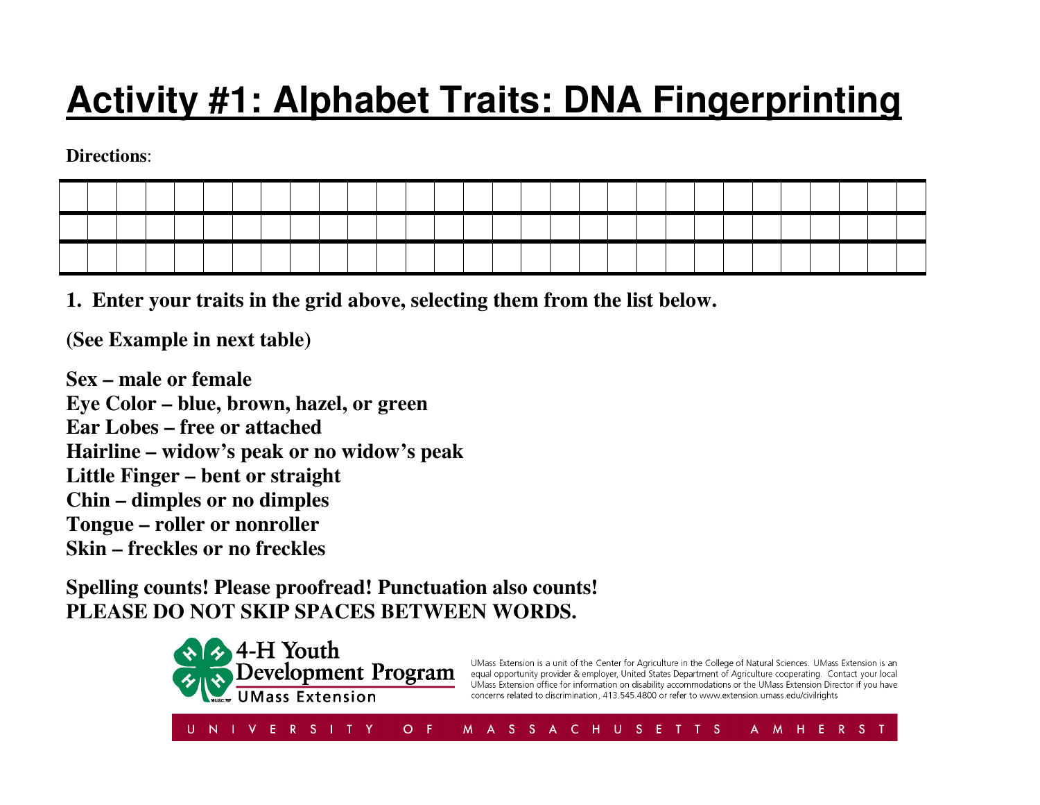# Activity #1: Alphabet Traits: DNA Fingerprinting

**Directions**:

| | | | | | | | | | | | | | | | | | | | | | | | | | | | | | |
|---|---|---|---|---|---|---|---|---|---|---|---|---|---|---|---|---|---|---|---|---|---|---|---|---|---|---|---|---|---|
| | | | | | | | | | | | | | | | | | | | | | | | | | | | | | |
| | | | | | | | | | | | | | | | | | | | | | | | | | | | | | |

**1. Enter your traits in the grid above, selecting them from the list below.**

**(See Example in next table)**

**Sex – male or female**
**Eye Color – blue, brown, hazel, or green**
**Ear Lobes – free or attached**
**Hairline – widow's peak or no widow's peak**
**Little Finger – bent or straight**
**Chin – dimples or no dimples**
**Tongue – roller or nonroller**
**Skin – freckles or no freckles**

**Spelling counts! Please proofread! Punctuation also counts!**
**PLEASE DO NOT SKIP SPACES BETWEEN WORDS.**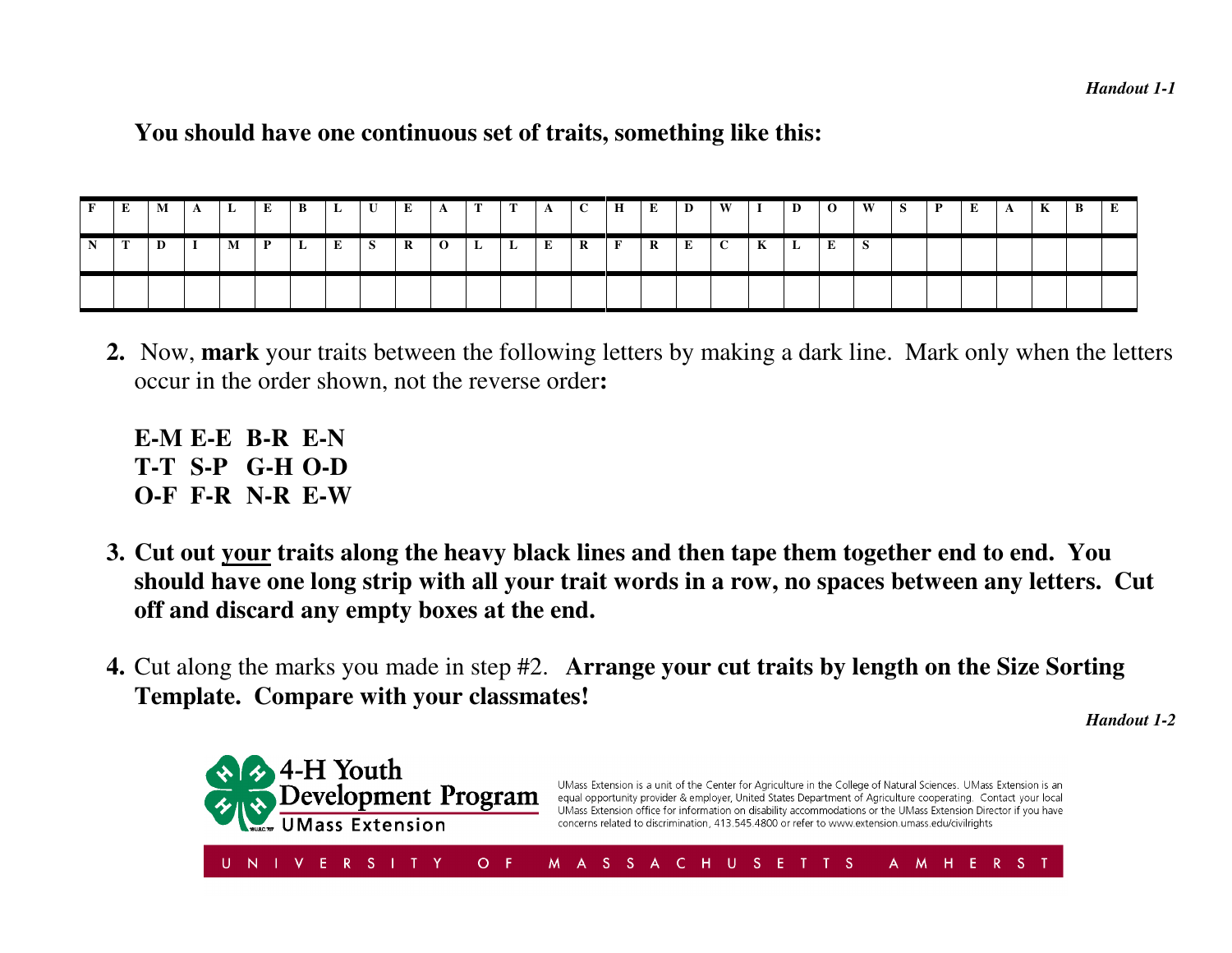*Handout 1-1*

**You should have one continuous set of traits, something like this:**

| F | E | M | A | L | E | B | L | U | E | A | T | T | A | C | H | E | D | W | I | D | O | W | S | P | E | A | K | B | E |
|---|---|---|---|---|---|---|---|---|---|---|---|---|---|---|---|---|---|---|---|---|---|---|---|---|---|---|---|---|---|
| N | T | D | I | M | P | L | E | S | R | O | L | L | E | R | F | R | E | C | K | L | E | S | | | | | | | |
| | | | | | | | | | | | | | | | | | | | | | | | | | | | | | |

2. Now, **mark** your traits between the following letters by making a dark line. Mark only when the letters occur in the order shown, not the reverse order**:**

   **E-M E-E B-R E-N**
   **T-T S-P G-H O-D**
   **O-F F-R N-R E-W**

3. **Cut out <u>your</u> traits along the heavy black lines and then tape them together end to end. You should have one long strip with all your trait words in a row, no spaces between any letters. Cut off and discard any empty boxes at the end.**

4. Cut along the marks you made in step #2. **Arrange your cut traits by length on the Size Sorting Template. Compare with your classmates!**

*Handout 1-2*

4-H Youth Development Program
UMass Extension

UMass Extension is a unit of the Center for Agriculture in the College of Natural Sciences. UMass Extension is an equal opportunity provider & employer, United States Department of Agriculture cooperating. Contact your local UMass Extension office for information on disability accommodations or the UMass Extension Director if you have concerns related to discrimination, 413.545.4800 or refer to www.extension.umass.edu/civilrights

UNIVERSITY OF MASSACHUSETTS AMHERST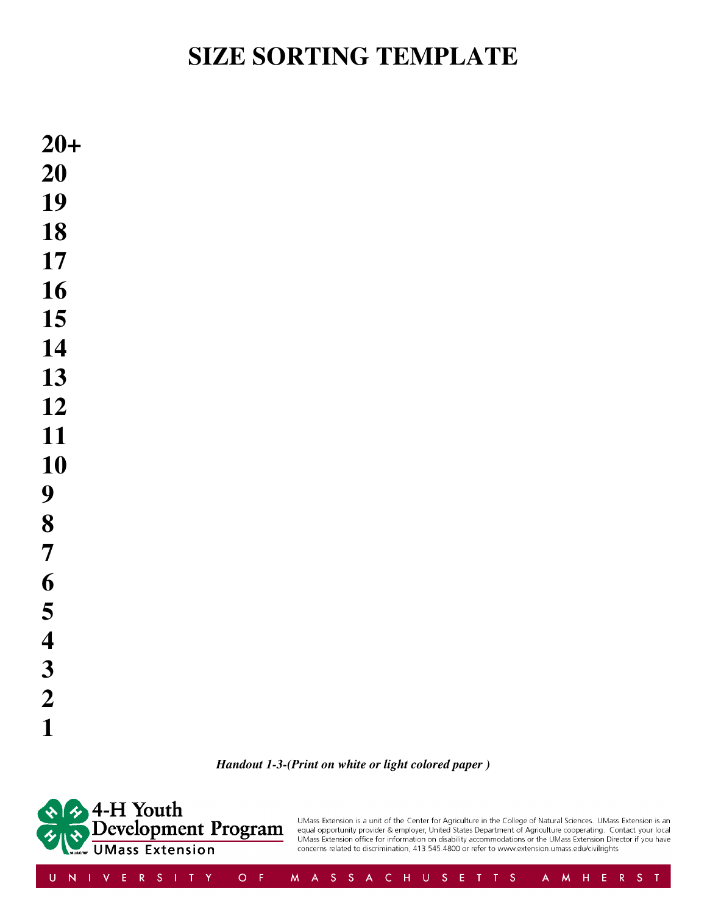# SIZE SORTING TEMPLATE

**20+**
**20**
**19**
**18**
**17**
**16**
**15**
**14**
**13**
**12**
**11**
**10**
**9**
**8**
**7**
**6**
**5**
**4**
**3**
**2**
**1**

***Handout 1-3-(Print on white or light colored paper )***

4-H Youth Development Program
UMass Extension

UMass Extension is a unit of the Center for Agriculture in the College of Natural Sciences. UMass Extension is an equal opportunity provider & employer, United States Department of Agriculture cooperating. Contact your local UMass Extension office for information on disability accommodations or the UMass Extension Director if you have concerns related to discrimination, 413.545.4800 or refer to www.extension.umass.edu/civilrights

UNIVERSITY OF MASSACHUSETTS AMHERST